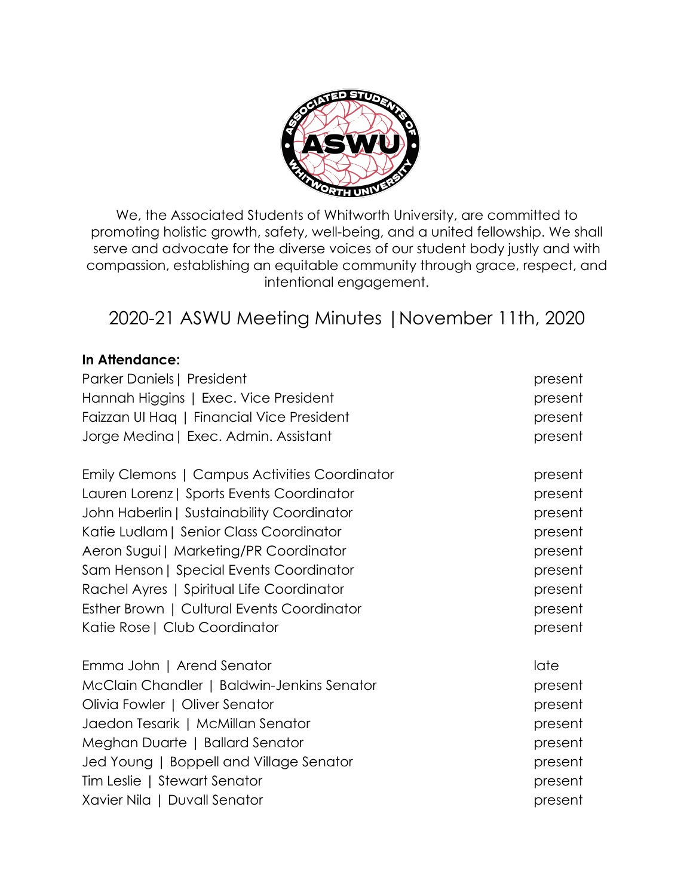We, the Associated Students of Whitworth University, are committed to promoting holistic growth, safety, well-being, and a united fellowship. We shall serve and advocate for the diverse voices of our student body justly and with compassion, establishing an equitable community through grace, respect, and intentional engagement.

# 2020-21 ASWU Meeting Minutes | November 11th, 2020

**In Attendance:**

Parker Daniels | President — present
Hannah Higgins | Exec. Vice President — present
Faizzan Ul Haq | Financial Vice President — present
Jorge Medina | Exec. Admin. Assistant — present

Emily Clemons | Campus Activities Coordinator — present
Lauren Lorenz | Sports Events Coordinator — present
John Haberlin | Sustainability Coordinator — present
Katie Ludlam | Senior Class Coordinator — present
Aeron Sugui | Marketing/PR Coordinator — present
Sam Henson | Special Events Coordinator — present
Rachel Ayres | Spiritual Life Coordinator — present
Esther Brown | Cultural Events Coordinator — present
Katie Rose | Club Coordinator — present

Emma John | Arend Senator — late
McClain Chandler | Baldwin-Jenkins Senator — present
Olivia Fowler | Oliver Senator — present
Jaedon Tesarik | McMillan Senator — present
Meghan Duarte | Ballard Senator — present
Jed Young | Boppell and Village Senator — present
Tim Leslie | Stewart Senator — present
Xavier Nila | Duvall Senator — present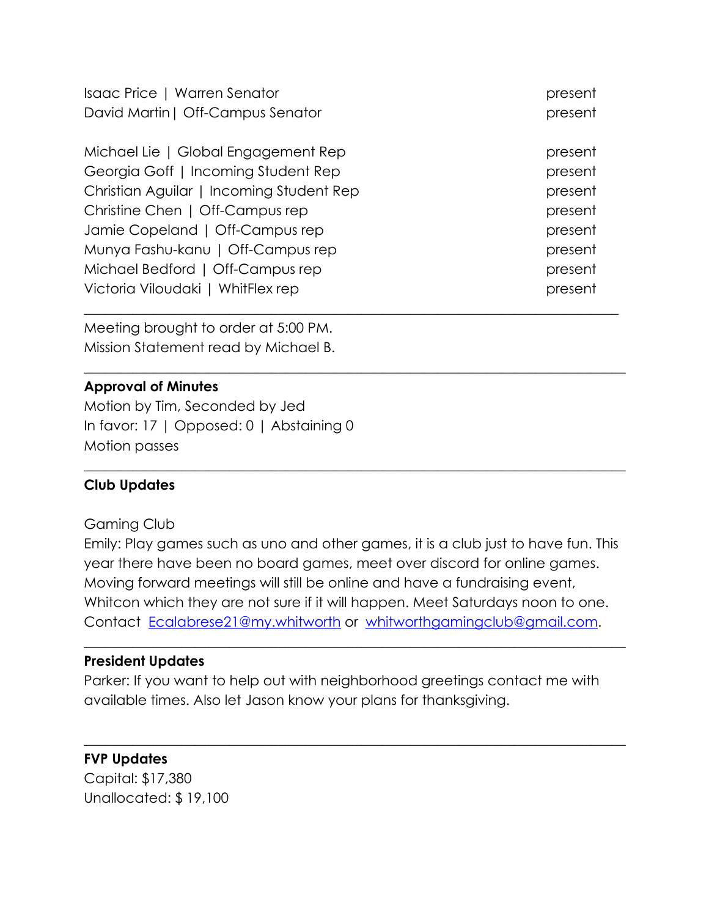| | |
|---|---|
| Isaac Price \| Warren Senator | present |
| David Martin \| Off-Campus Senator | present |
| | |
| Michael Lie \| Global Engagement Rep | present |
| Georgia Goff \| Incoming Student Rep | present |
| Christian Aguilar \| Incoming Student Rep | present |
| Christine Chen \| Off-Campus rep | present |
| Jamie Copeland \| Off-Campus rep | present |
| Munya Fashu-kanu \| Off-Campus rep | present |
| Michael Bedford \| Off-Campus rep | present |
| Victoria Viloudaki \| WhitFlex rep | present |

---

Meeting brought to order at 5:00 PM.
Mission Statement read by Michael B.

---

**Approval of Minutes**
Motion by Tim, Seconded by Jed
In favor: 17 | Opposed: 0 | Abstaining 0
Motion passes

---

**Club Updates**

Gaming Club
Emily: Play games such as uno and other games, it is a club just to have fun. This year there have been no board games, meet over discord for online games. Moving forward meetings will still be online and have a fundraising event, Whitcon which they are not sure if it will happen. Meet Saturdays noon to one. Contact Ecalabrese21@my.whitworth or whitworthgamingclub@gmail.com.

---

**President Updates**
Parker: If you want to help out with neighborhood greetings contact me with available times. Also let Jason know your plans for thanksgiving.

---

**FVP Updates**
Capital: $17,380
Unallocated: $ 19,100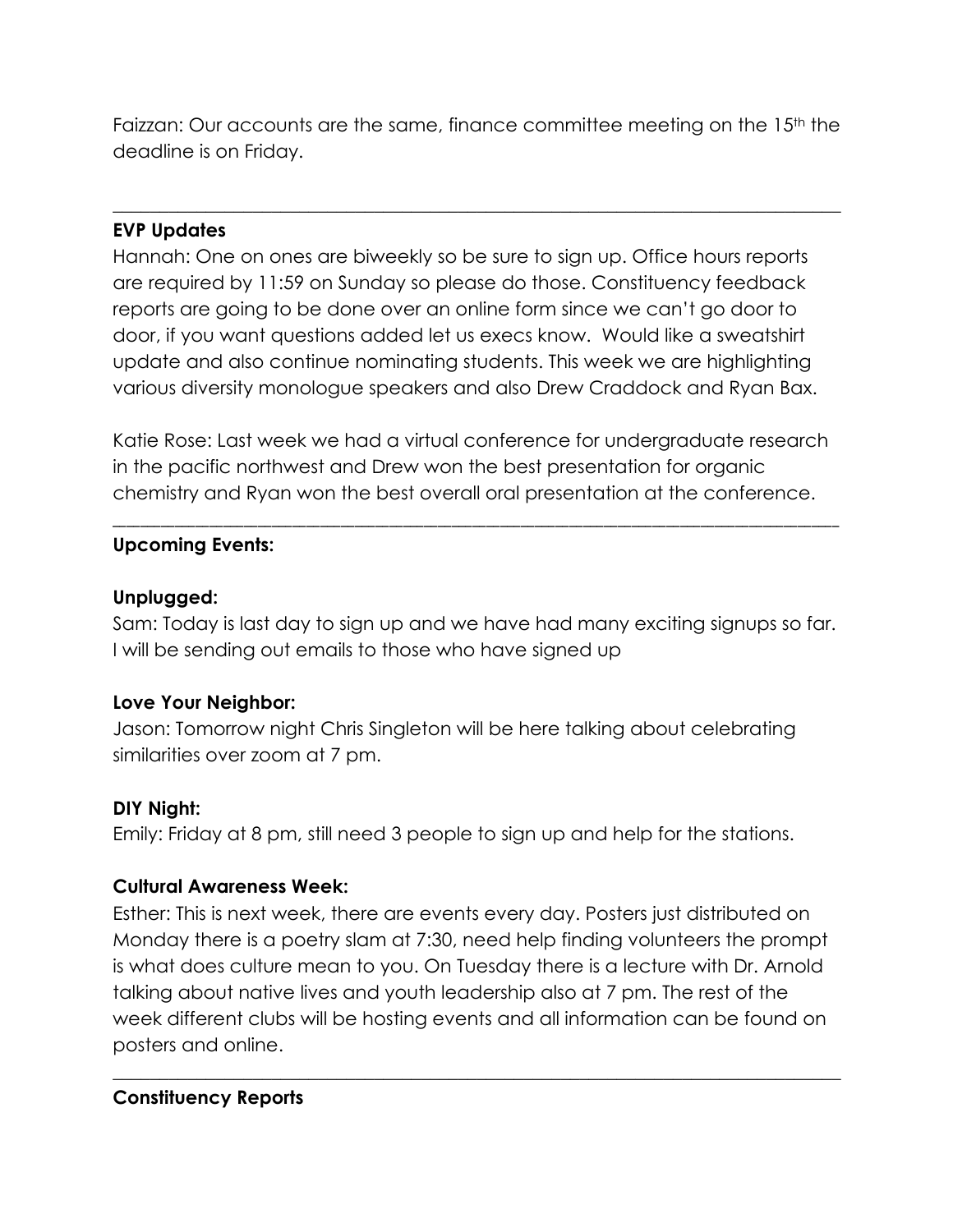Faizzan: Our accounts are the same, finance committee meeting on the 15th the deadline is on Friday.

---

**EVP Updates**

Hannah: One on ones are biweekly so be sure to sign up. Office hours reports are required by 11:59 on Sunday so please do those. Constituency feedback reports are going to be done over an online form since we can't go door to door, if you want questions added let us execs know. Would like a sweatshirt update and also continue nominating students. This week we are highlighting various diversity monologue speakers and also Drew Craddock and Ryan Bax.

Katie Rose: Last week we had a virtual conference for undergraduate research in the pacific northwest and Drew won the best presentation for organic chemistry and Ryan won the best overall oral presentation at the conference.

---

**Upcoming Events:**

**Unplugged:**

Sam: Today is last day to sign up and we have had many exciting signups so far. I will be sending out emails to those who have signed up

**Love Your Neighbor:**

Jason: Tomorrow night Chris Singleton will be here talking about celebrating similarities over zoom at 7 pm.

**DIY Night:**

Emily: Friday at 8 pm, still need 3 people to sign up and help for the stations.

**Cultural Awareness Week:**

Esther: This is next week, there are events every day. Posters just distributed on Monday there is a poetry slam at 7:30, need help finding volunteers the prompt is what does culture mean to you. On Tuesday there is a lecture with Dr. Arnold talking about native lives and youth leadership also at 7 pm. The rest of the week different clubs will be hosting events and all information can be found on posters and online.

---

**Constituency Reports**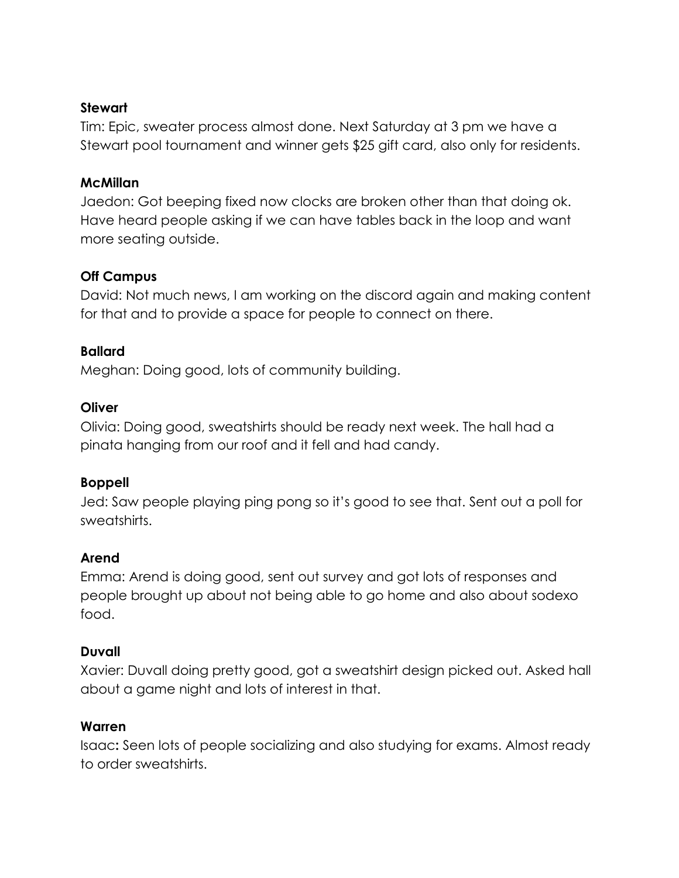**Stewart**

Tim: Epic, sweater process almost done. Next Saturday at 3 pm we have a Stewart pool tournament and winner gets $25 gift card, also only for residents.

**McMillan**

Jaedon: Got beeping fixed now clocks are broken other than that doing ok. Have heard people asking if we can have tables back in the loop and want more seating outside.

**Off Campus**

David: Not much news, I am working on the discord again and making content for that and to provide a space for people to connect on there.

**Ballard**

Meghan: Doing good, lots of community building.

**Oliver**

Olivia: Doing good, sweatshirts should be ready next week. The hall had a pinata hanging from our roof and it fell and had candy.

**Boppell**

Jed: Saw people playing ping pong so it's good to see that. Sent out a poll for sweatshirts.

**Arend**

Emma: Arend is doing good, sent out survey and got lots of responses and people brought up about not being able to go home and also about sodexo food.

**Duvall**

Xavier: Duvall doing pretty good, got a sweatshirt design picked out. Asked hall about a game night and lots of interest in that.

**Warren**

Isaac**:** Seen lots of people socializing and also studying for exams. Almost ready to order sweatshirts.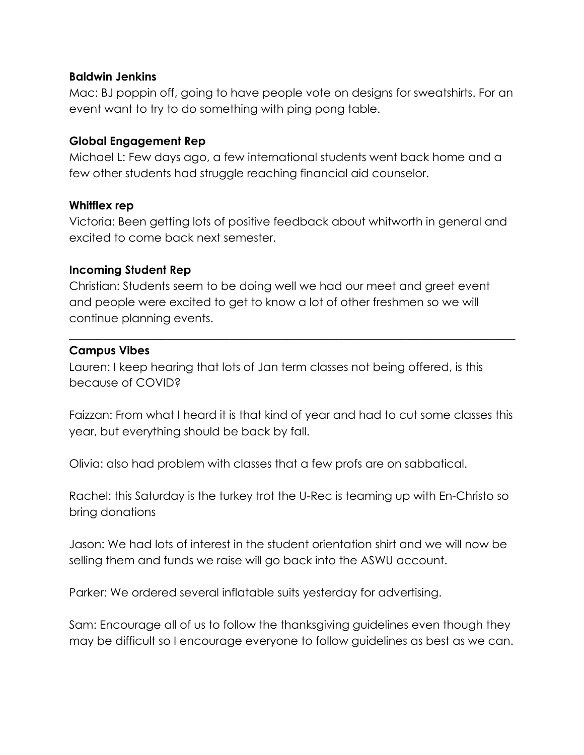**Baldwin Jenkins**

Mac: BJ poppin off, going to have people vote on designs for sweatshirts. For an event want to try to do something with ping pong table.

**Global Engagement Rep**

Michael L: Few days ago, a few international students went back home and a few other students had struggle reaching financial aid counselor.

**Whitflex rep**

Victoria: Been getting lots of positive feedback about whitworth in general and excited to come back next semester.

**Incoming Student Rep**

Christian: Students seem to be doing well we had our meet and greet event and people were excited to get to know a lot of other freshmen so we will continue planning events.

---

**Campus Vibes**

Lauren: I keep hearing that lots of Jan term classes not being offered, is this because of COVID?

Faizzan: From what I heard it is that kind of year and had to cut some classes this year, but everything should be back by fall.

Olivia: also had problem with classes that a few profs are on sabbatical.

Rachel: this Saturday is the turkey trot the U-Rec is teaming up with En-Christo so bring donations

Jason: We had lots of interest in the student orientation shirt and we will now be selling them and funds we raise will go back into the ASWU account.

Parker: We ordered several inflatable suits yesterday for advertising.

Sam: Encourage all of us to follow the thanksgiving guidelines even though they may be difficult so I encourage everyone to follow guidelines as best as we can.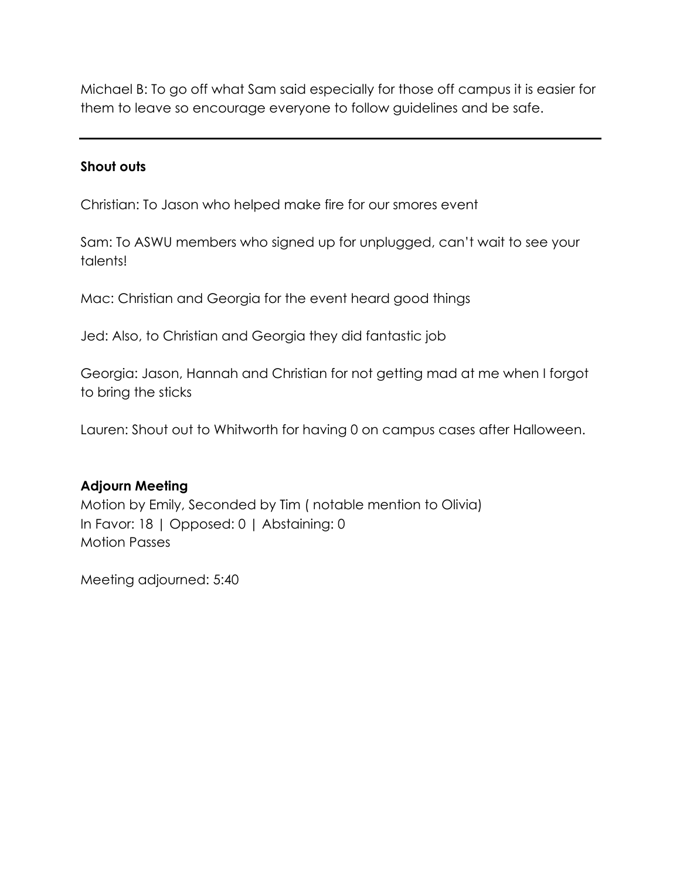Michael B: To go off what Sam said especially for those off campus it is easier for them to leave so encourage everyone to follow guidelines and be safe.

---

**Shout outs**

Christian: To Jason who helped make fire for our smores event

Sam: To ASWU members who signed up for unplugged, can't wait to see your talents!

Mac: Christian and Georgia for the event heard good things

Jed: Also, to Christian and Georgia they did fantastic job

Georgia: Jason, Hannah and Christian for not getting mad at me when I forgot to bring the sticks

Lauren: Shout out to Whitworth for having 0 on campus cases after Halloween.

**Adjourn Meeting**

Motion by Emily, Seconded by Tim ( notable mention to Olivia)
In Favor: 18 | Opposed: 0 | Abstaining: 0
Motion Passes

Meeting adjourned: 5:40